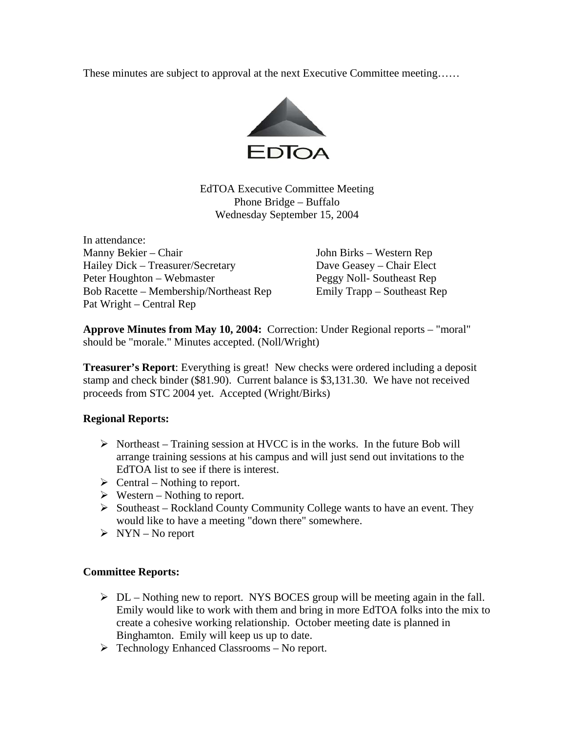These minutes are subject to approval at the next Executive Committee meeting……

EdTOA Executive Committee Meeting
Phone Bridge – Buffalo
Wednesday September 15, 2004

In attendance:

Manny Bekier – Chair
Hailey Dick – Treasurer/Secretary
Peter Houghton – Webmaster
Bob Racette – Membership/Northeast Rep
Pat Wright – Central Rep
John Birks – Western Rep
Dave Geasey – Chair Elect
Peggy Noll- Southeast Rep
Emily Trapp – Southeast Rep

**Approve Minutes from May 10, 2004:** Correction: Under Regional reports – "moral" should be "morale." Minutes accepted. (Noll/Wright)

**Treasurer's Report**: Everything is great! New checks were ordered including a deposit stamp and check binder ($81.90). Current balance is $3,131.30. We have not received proceeds from STC 2004 yet. Accepted (Wright/Birks)

**Regional Reports:**

- Northeast – Training session at HVCC is in the works. In the future Bob will arrange training sessions at his campus and will just send out invitations to the EdTOA list to see if there is interest.
- Central – Nothing to report.
- Western – Nothing to report.
- Southeast – Rockland County Community College wants to have an event. They would like to have a meeting "down there" somewhere.
- NYN – No report

**Committee Reports:**

- DL – Nothing new to report. NYS BOCES group will be meeting again in the fall. Emily would like to work with them and bring in more EdTOA folks into the mix to create a cohesive working relationship. October meeting date is planned in Binghamton. Emily will keep us up to date.
- Technology Enhanced Classrooms – No report.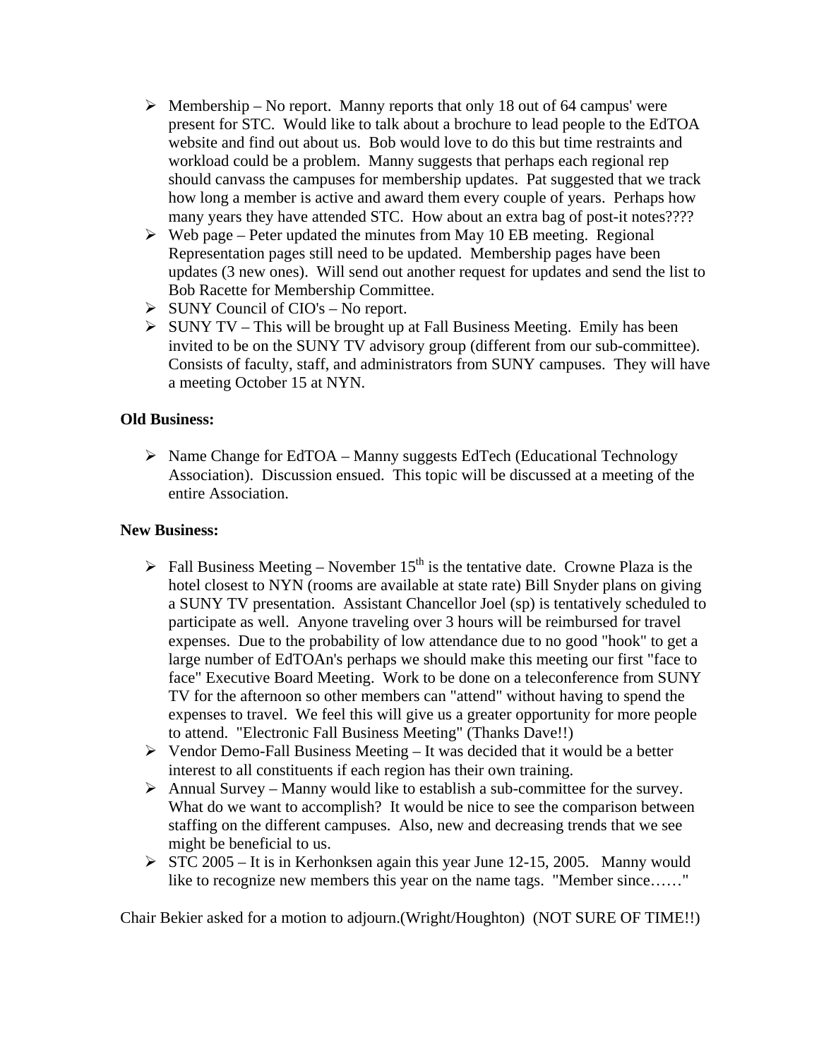- Membership – No report. Manny reports that only 18 out of 64 campus' were present for STC. Would like to talk about a brochure to lead people to the EdTOA website and find out about us. Bob would love to do this but time restraints and workload could be a problem. Manny suggests that perhaps each regional rep should canvass the campuses for membership updates. Pat suggested that we track how long a member is active and award them every couple of years. Perhaps how many years they have attended STC. How about an extra bag of post-it notes????
- Web page – Peter updated the minutes from May 10 EB meeting. Regional Representation pages still need to be updated. Membership pages have been updates (3 new ones). Will send out another request for updates and send the list to Bob Racette for Membership Committee.
- SUNY Council of CIO's – No report.
- SUNY TV – This will be brought up at Fall Business Meeting. Emily has been invited to be on the SUNY TV advisory group (different from our sub-committee). Consists of faculty, staff, and administrators from SUNY campuses. They will have a meeting October 15 at NYN.

**Old Business:**

- Name Change for EdTOA – Manny suggests EdTech (Educational Technology Association). Discussion ensued. This topic will be discussed at a meeting of the entire Association.

**New Business:**

- Fall Business Meeting – November 15th is the tentative date. Crowne Plaza is the hotel closest to NYN (rooms are available at state rate) Bill Snyder plans on giving a SUNY TV presentation. Assistant Chancellor Joel (sp) is tentatively scheduled to participate as well. Anyone traveling over 3 hours will be reimbursed for travel expenses. Due to the probability of low attendance due to no good "hook" to get a large number of EdTOAn's perhaps we should make this meeting our first "face to face" Executive Board Meeting. Work to be done on a teleconference from SUNY TV for the afternoon so other members can "attend" without having to spend the expenses to travel. We feel this will give us a greater opportunity for more people to attend. "Electronic Fall Business Meeting" (Thanks Dave!!)
- Vendor Demo-Fall Business Meeting – It was decided that it would be a better interest to all constituents if each region has their own training.
- Annual Survey – Manny would like to establish a sub-committee for the survey. What do we want to accomplish? It would be nice to see the comparison between staffing on the different campuses. Also, new and decreasing trends that we see might be beneficial to us.
- STC 2005 – It is in Kerhonksen again this year June 12-15, 2005. Manny would like to recognize new members this year on the name tags. "Member since……"

Chair Bekier asked for a motion to adjourn.(Wright/Houghton) (NOT SURE OF TIME!!)